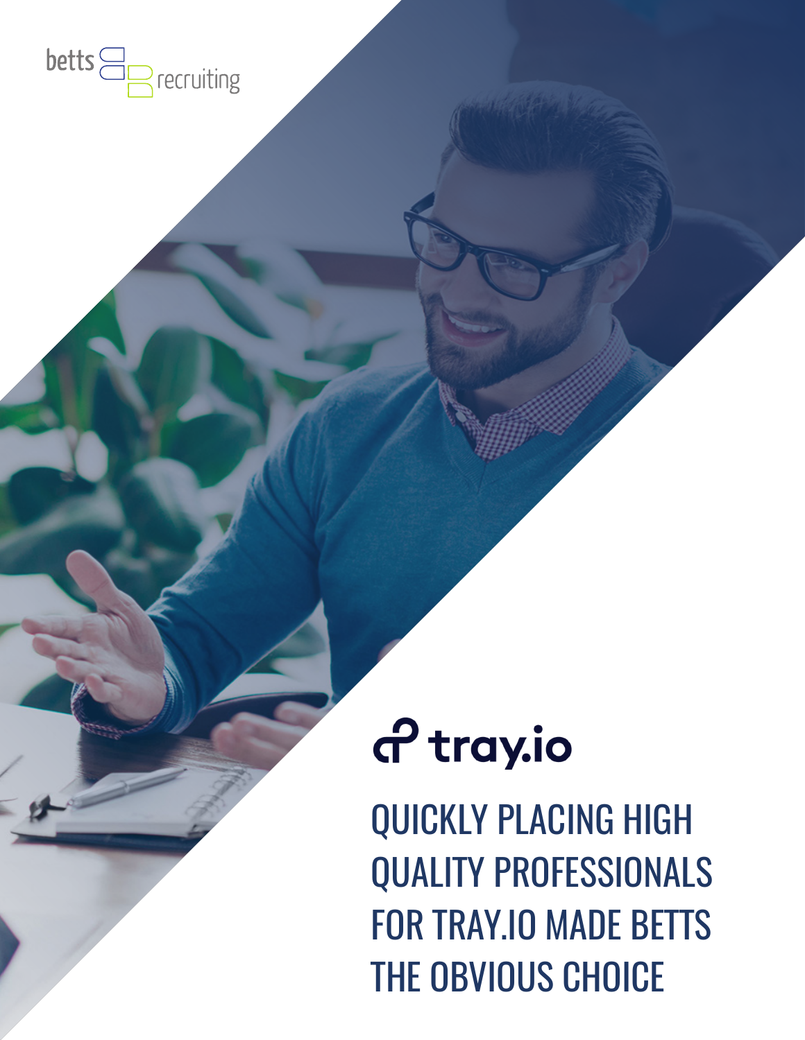betts recruiting

tray.io

# QUICKLY PLACING HIGH QUALITY PROFESSIONALS FOR TRAY.IO MADE BETTS THE OBVIOUS CHOICE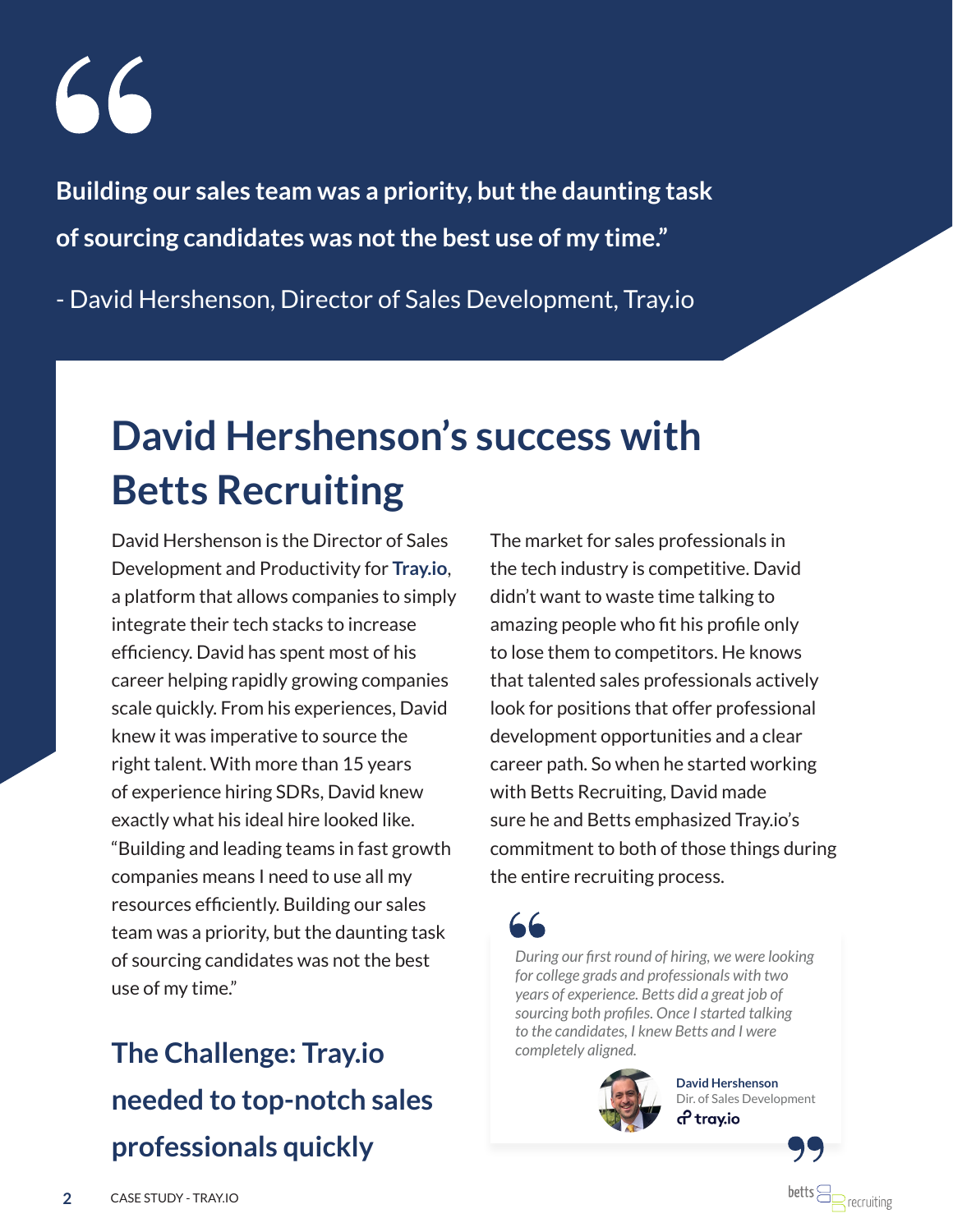> **Building our sales team was a priority, but the daunting task of sourcing candidates was not the best use of my time."**
>
> - David Hershenson, Director of Sales Development, Tray.io

# David Hershenson's success with Betts Recruiting

David Hershenson is the Director of Sales Development and Productivity for **Tray.io**, a platform that allows companies to simply integrate their tech stacks to increase efficiency. David has spent most of his career helping rapidly growing companies scale quickly. From his experiences, David knew it was imperative to source the right talent. With more than 15 years of experience hiring SDRs, David knew exactly what his ideal hire looked like. "Building and leading teams in fast growth companies means I need to use all my resources efficiently. Building our sales team was a priority, but the daunting task of sourcing candidates was not the best use of my time."

## The Challenge: Tray.io needed to top-notch sales professionals quickly

The market for sales professionals in the tech industry is competitive. David didn't want to waste time talking to amazing people who fit his profile only to lose them to competitors. He knows that talented sales professionals actively look for positions that offer professional development opportunities and a clear career path. So when he started working with Betts Recruiting, David made sure he and Betts emphasized Tray.io's commitment to both of those things during the entire recruiting process.

> *During our first round of hiring, we were looking for college grads and professionals with two years of experience. Betts did a great job of sourcing both profiles. Once I started talking to the candidates, I knew Betts and I were completely aligned.*
>
> **David Hershenson**
> Dir. of Sales Development
> tray.io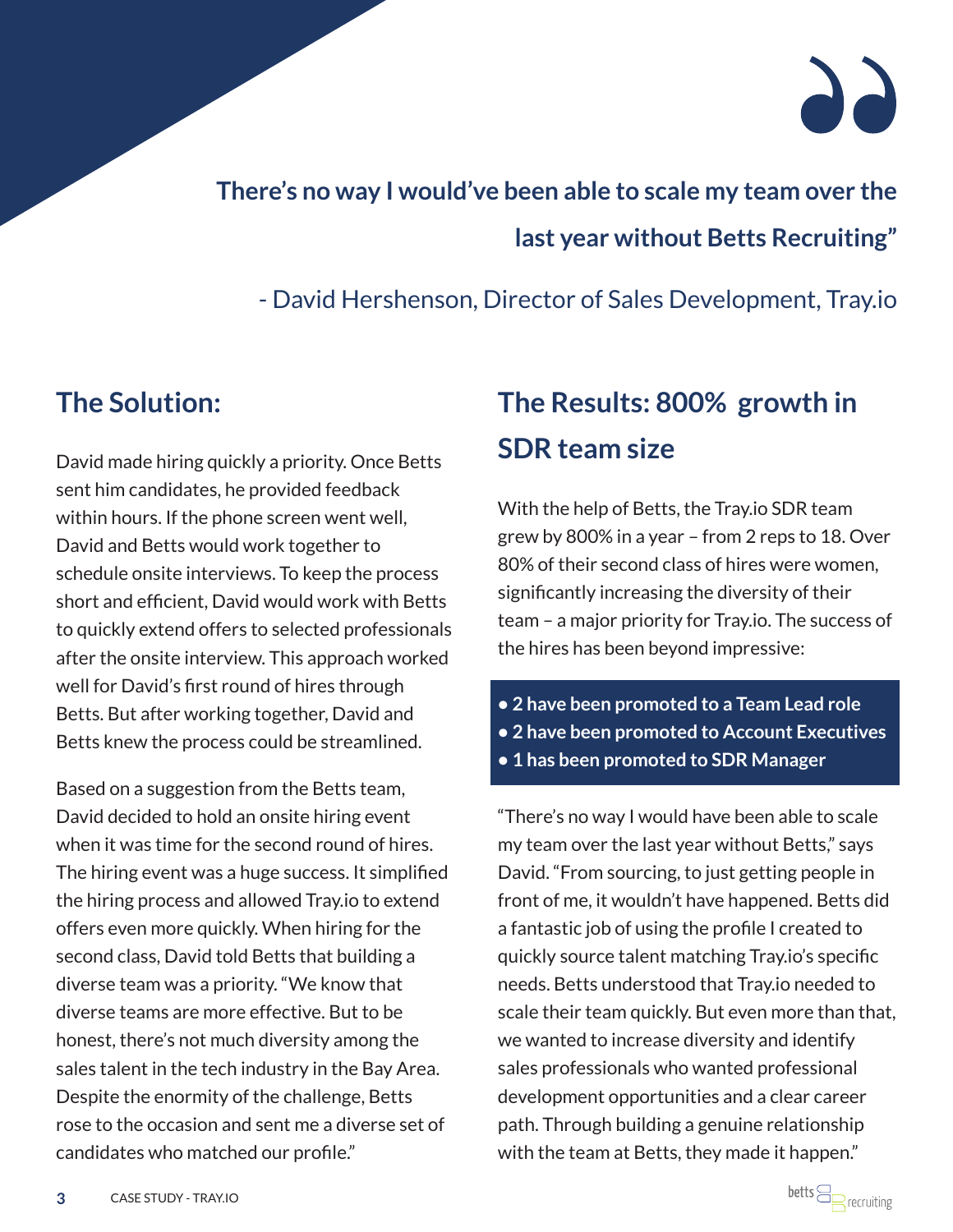**There's no way I would've been able to scale my team over the last year without Betts Recruiting"**

- David Hershenson, Director of Sales Development, Tray.io

## The Solution:

David made hiring quickly a priority. Once Betts sent him candidates, he provided feedback within hours. If the phone screen went well, David and Betts would work together to schedule onsite interviews. To keep the process short and efficient, David would work with Betts to quickly extend offers to selected professionals after the onsite interview. This approach worked well for David's first round of hires through Betts. But after working together, David and Betts knew the process could be streamlined.

Based on a suggestion from the Betts team, David decided to hold an onsite hiring event when it was time for the second round of hires. The hiring event was a huge success. It simplified the hiring process and allowed Tray.io to extend offers even more quickly. When hiring for the second class, David told Betts that building a diverse team was a priority. "We know that diverse teams are more effective. But to be honest, there's not much diversity among the sales talent in the tech industry in the Bay Area. Despite the enormity of the challenge, Betts rose to the occasion and sent me a diverse set of candidates who matched our profile."

## The Results: 800% growth in SDR team size

With the help of Betts, the Tray.io SDR team grew by 800% in a year – from 2 reps to 18. Over 80% of their second class of hires were women, significantly increasing the diversity of their team – a major priority for Tray.io. The success of the hires has been beyond impressive:

- **2 have been promoted to a Team Lead role**
- **2 have been promoted to Account Executives**
- **1 has been promoted to SDR Manager**

"There's no way I would have been able to scale my team over the last year without Betts," says David. "From sourcing, to just getting people in front of me, it wouldn't have happened. Betts did a fantastic job of using the profile I created to quickly source talent matching Tray.io's specific needs. Betts understood that Tray.io needed to scale their team quickly. But even more than that, we wanted to increase diversity and identify sales professionals who wanted professional development opportunities and a clear career path. Through building a genuine relationship with the team at Betts, they made it happen."